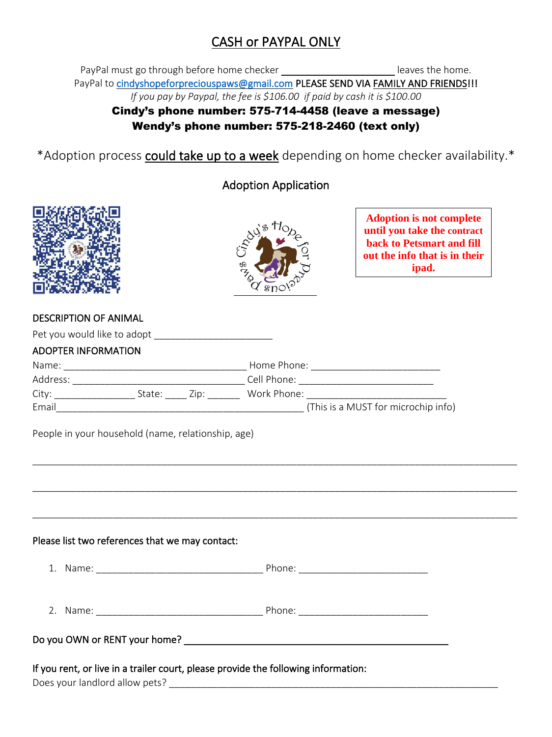# CASH or PAYPAL ONLY

PayPal must go through before home checker ____________________ leaves the home.
PayPal to cindyshopeforpreciouspaws@gmail.com PLEASE SEND VIA FAMILY AND FRIENDS!!!
*If you pay by Paypal, the fee is $106.00 if paid by cash it is $100.00*

**Cindy's phone number: 575-714-4458 (leave a message)**
**Wendy's phone number: 575-218-2460 (text only)**

*Adoption process could take up to a week depending on home checker availability.*

## Adoption Application

**Adoption is not complete until you take the contract back to Petsmart and fill out the info that is in their ipad.**

### DESCRIPTION OF ANIMAL

Pet you would like to adopt ______________________

### ADOPTER INFORMATION

Name: __________________________________ Home Phone: ________________________
Address: ________________________________ Cell Phone: _________________________
City: _______________ State: _____ Zip: ______ Work Phone: __________________________
Email_______________________________________________ (This is a MUST for microchip info)

People in your household (name, relationship, age)

___________________________________________________________________________

___________________________________________________________________________

___________________________________________________________________________

Please list two references that we may contact:

1. Name: _______________________________ Phone: ________________________
2. Name: _______________________________ Phone: ________________________

Do you OWN or RENT your home? _________________________________________________

If you rent, or live in a trailer court, please provide the following information:
Does your landlord allow pets? ______________________________________________________________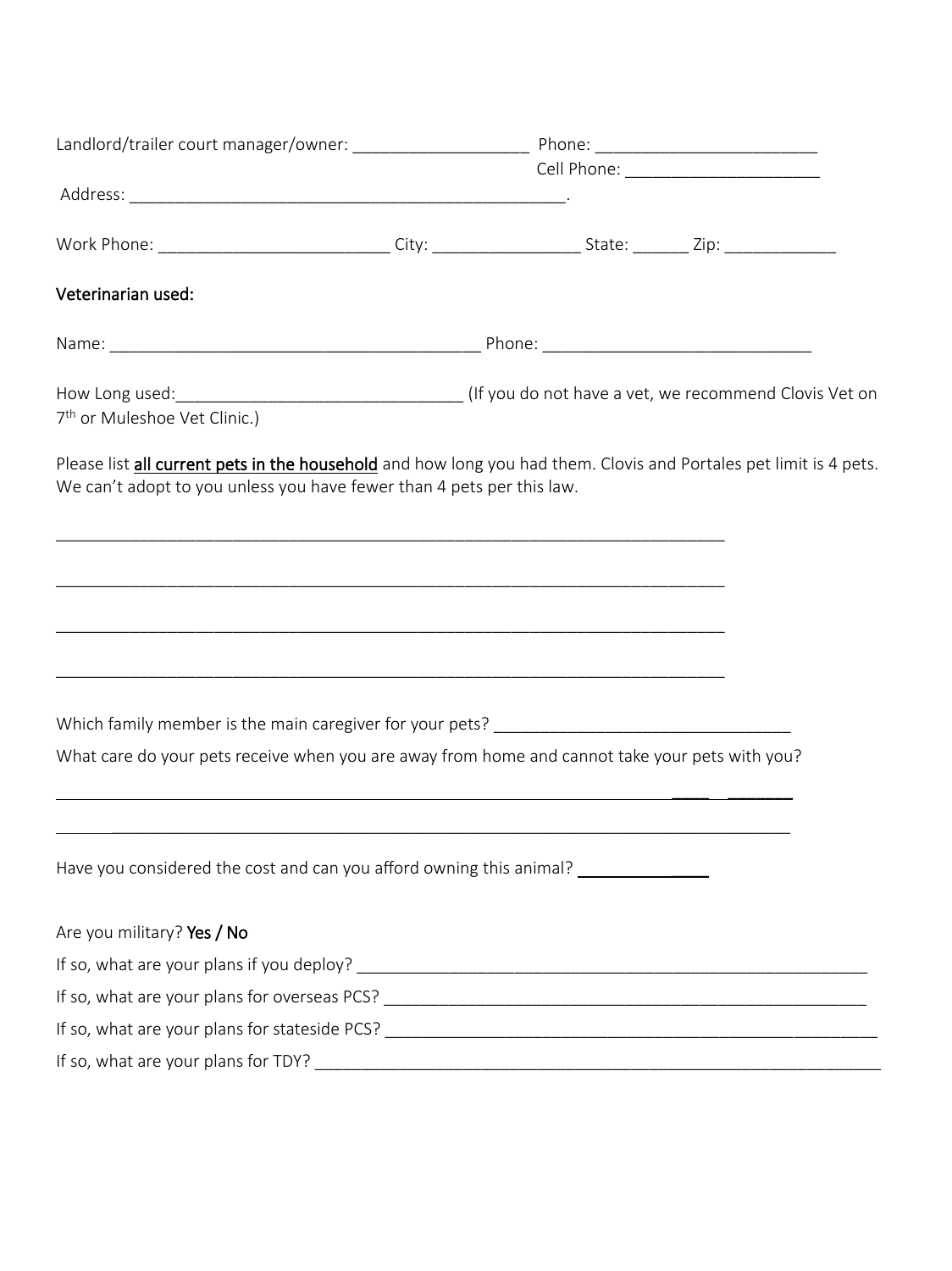Landlord/trailer court manager/owner: ___________________ Phone: ________________________

Cell Phone: _____________________

Address: _______________________________________________.

Work Phone: ________________________ City: ________________ State: ______ Zip: ____________

Veterinarian used:

Name: ________________________________________ Phone: _____________________________

How Long used:_______________________________ (If you do not have a vet, we recommend Clovis Vet on 7th or Muleshoe Vet Clinic.)

Please list **all current pets in the household** and how long you had them. Clovis and Portales pet limit is 4 pets. We can't adopt to you unless you have fewer than 4 pets per this law.

________________________________________________________________________

________________________________________________________________________

________________________________________________________________________

________________________________________________________________________

Which family member is the main caregiver for your pets? ________________________________

What care do your pets receive when you are away from home and cannot take your pets with you?

________________________________________________________________________

________________________________________________________________________

Have you considered the cost and can you afford owning this animal? ______________

Are you military? Yes / No

If so, what are your plans if you deploy? _______________________________________________________

If so, what are your plans for overseas PCS? ___________________________________________________

If so, what are your plans for stateside PCS? ___________________________________________________

If so, what are your plans for TDY? ___________________________________________________________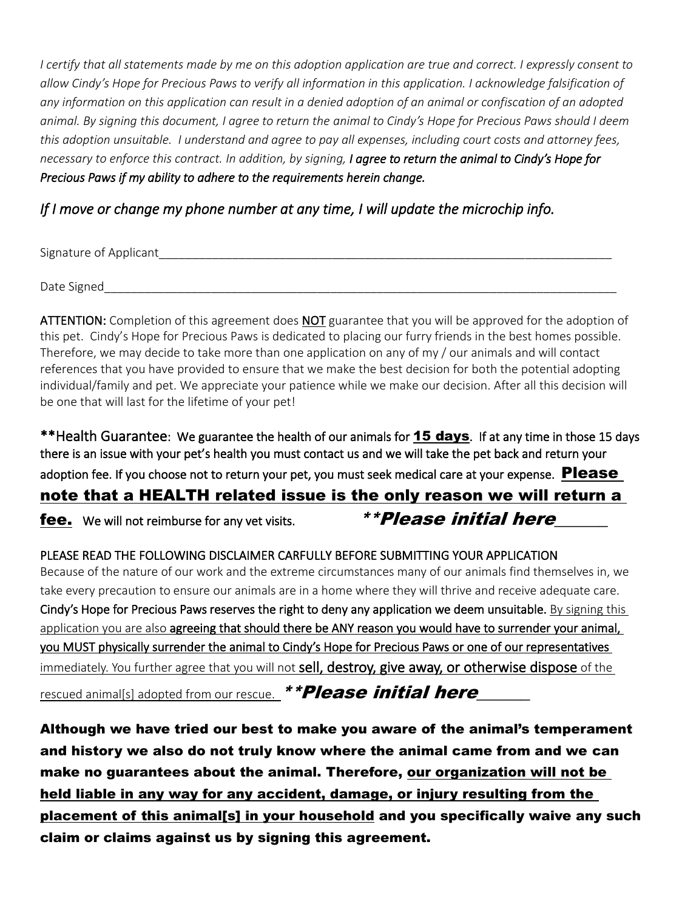*I certify that all statements made by me on this adoption application are true and correct. I expressly consent to allow Cindy's Hope for Precious Paws to verify all information in this application. I acknowledge falsification of any information on this application can result in a denied adoption of an animal or confiscation of an adopted animal. By signing this document, I agree to return the animal to Cindy's Hope for Precious Paws should I deem this adoption unsuitable. I understand and agree to pay all expenses, including court costs and attorney fees, necessary to enforce this contract. In addition, by signing,* ***I agree to return the animal to Cindy's Hope for Precious Paws if my ability to adhere to the requirements herein change.***

*If I move or change my phone number at any time, I will update the microchip info.*

Signature of Applicant_______________________________________________________________________

Date Signed_____________________________________________________________________________

**ATTENTION:** Completion of this agreement does <u>**NOT**</u> guarantee that you will be approved for the adoption of this pet. Cindy's Hope for Precious Paws is dedicated to placing our furry friends in the best homes possible. Therefore, we may decide to take more than one application on any of my / our animals and will contact references that you have provided to ensure that we make the best decision for both the potential adopting individual/family and pet. We appreciate your patience while we make our decision. After all this decision will be one that will last for the lifetime of your pet!

**\*\*Health Guarantee: We guarantee the health of our animals for <u>15 days</u>. If at any time in those 15 days there is an issue with your pet's health you must contact us and we will take the pet back and return your adoption fee. If you choose not to return your pet, you must seek medical care at your expense. <u>Please note that a HEALTH related issue is the only reason we will return a fee.</u> We will not reimburse for any vet visits.** ***\*\*Please initial here*****_______**

**PLEASE READ THE FOLLOWING DISCLAIMER CARFULLY BEFORE SUBMITTING YOUR APPLICATION**
Because of the nature of our work and the extreme circumstances many of our animals find themselves in, we take every precaution to ensure our animals are in a home where they will thrive and receive adequate care. **Cindy's Hope for Precious Paws reserves the right to deny any application we deem unsuitable.** <u>By signing this application you are also **agreeing that should there be ANY reason you would have to surrender your animal, you MUST physically surrender the animal to Cindy's Hope for Precious Paws or one of our representatives** immediately. You further agree that you will not **sell, destroy, give away, or otherwise dispose** of the rescued animal[s] adopted from our rescue.</u> ***\*\*Please initial here*****_______**

**Although we have tried our best to make you aware of the animal's temperament and history we also do not truly know where the animal came from and we can make no guarantees about the animal. Therefore, <u>our organization will not be held liable in any way for any accident, damage, or injury resulting from the placement of this animal[s] in your household</u> and you specifically waive any such claim or claims against us by signing this agreement.**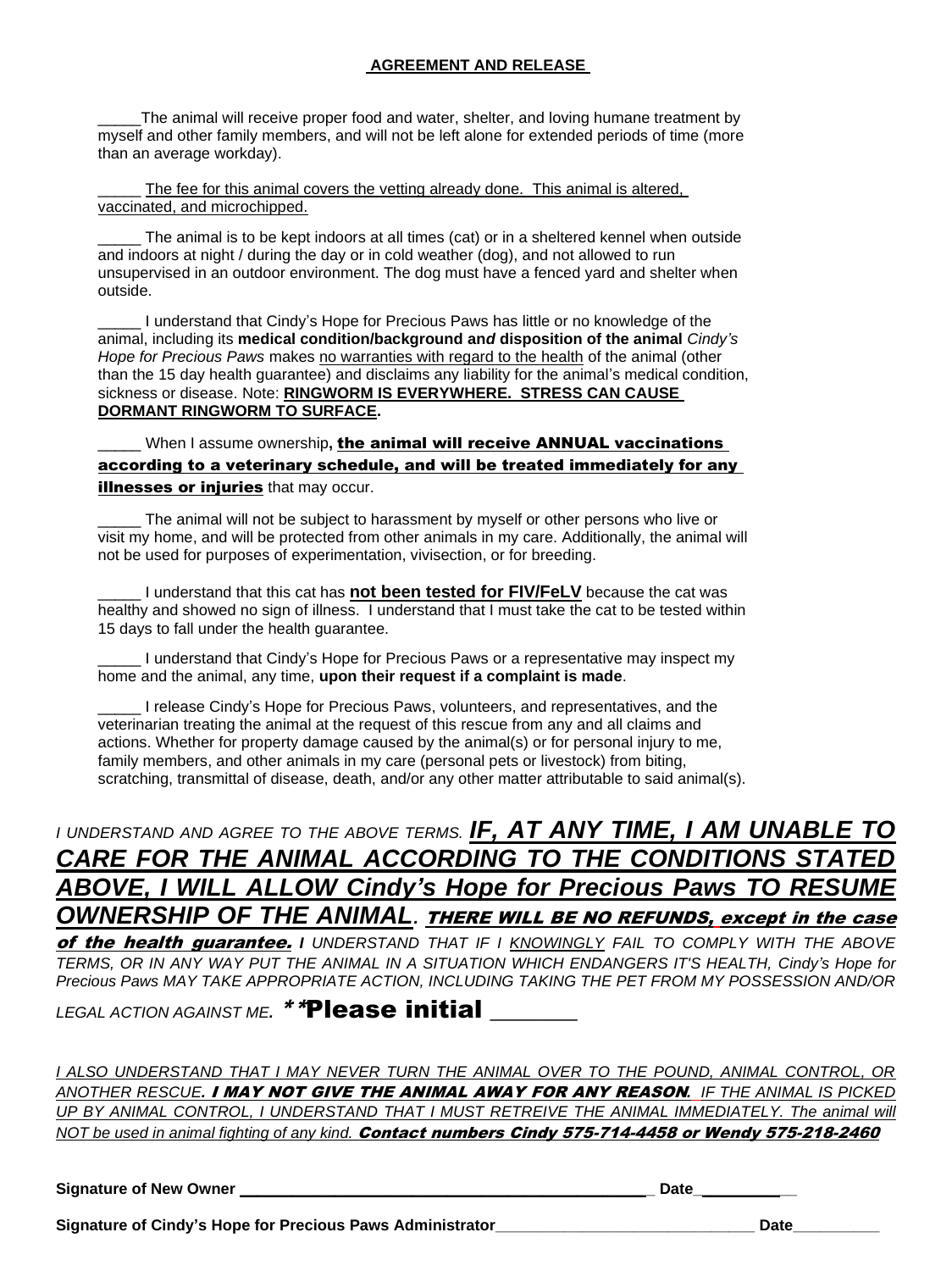**AGREEMENT AND RELEASE**

_____The animal will receive proper food and water, shelter, and loving humane treatment by myself and other family members, and will not be left alone for extended periods of time (more than an average workday).

_____ The fee for this animal covers the vetting already done. This animal is altered, vaccinated, and microchipped.

_____ The animal is to be kept indoors at all times (cat) or in a sheltered kennel when outside and indoors at night / during the day or in cold weather (dog), and not allowed to run unsupervised in an outdoor environment. The dog must have a fenced yard and shelter when outside.

_____ I understand that Cindy's Hope for Precious Paws has little or no knowledge of the animal, including its **medical condition/background and disposition of the animal** *Cindy's Hope for Precious Paws* makes no warranties with regard to the health of the animal (other than the 15 day health guarantee) and disclaims any liability for the animal's medical condition, sickness or disease. Note: **RINGWORM IS EVERYWHERE. STRESS CAN CAUSE DORMANT RINGWORM TO SURFACE.**

_____ When I assume ownership**, the animal will receive ANNUAL vaccinations according to a veterinary schedule, and will be treated immediately for any illnesses or injuries** that may occur.

_____ The animal will not be subject to harassment by myself or other persons who live or visit my home, and will be protected from other animals in my care. Additionally, the animal will not be used for purposes of experimentation, vivisection, or for breeding.

_____ I understand that this cat has **not been tested for FIV/FeLV** because the cat was healthy and showed no sign of illness. I understand that I must take the cat to be tested within 15 days to fall under the health guarantee.

_____ I understand that Cindy's Hope for Precious Paws or a representative may inspect my home and the animal, any time, **upon their request if a complaint is made**.

_____ I release Cindy's Hope for Precious Paws, volunteers, and representatives, and the veterinarian treating the animal at the request of this rescue from any and all claims and actions. Whether for property damage caused by the animal(s) or for personal injury to me, family members, and other animals in my care (personal pets or livestock) from biting, scratching, transmittal of disease, death, and/or any other matter attributable to said animal(s).

*I UNDERSTAND AND AGREE TO THE ABOVE TERMS.* ***IF, AT ANY TIME, I AM UNABLE TO CARE FOR THE ANIMAL ACCORDING TO THE CONDITIONS STATED ABOVE, I WILL ALLOW Cindy's Hope for Precious Paws TO RESUME OWNERSHIP OF THE ANIMAL***. ***THERE WILL BE NO REFUNDS, except in the case of the health guarantee.*** *I UNDERSTAND THAT IF I KNOWINGLY FAIL TO COMPLY WITH THE ABOVE TERMS, OR IN ANY WAY PUT THE ANIMAL IN A SITUATION WHICH ENDANGERS IT'S HEALTH, Cindy's Hope for Precious Paws MAY TAKE APPROPRIATE ACTION, INCLUDING TAKING THE PET FROM MY POSSESSION AND/OR LEGAL ACTION AGAINST ME.* **\*\*Please initial ________**

*I ALSO UNDERSTAND THAT I MAY NEVER TURN THE ANIMAL OVER TO THE POUND, ANIMAL CONTROL, OR ANOTHER RESCUE.* ***I MAY NOT GIVE THE ANIMAL AWAY FOR ANY REASON.*** *IF THE ANIMAL IS PICKED UP BY ANIMAL CONTROL, I UNDERSTAND THAT I MUST RETREIVE THE ANIMAL IMMEDIATELY. The animal will NOT be used in animal fighting of any kind.* ***Contact numbers Cindy 575-714-4458 or Wendy 575-218-2460***

**Signature of New Owner** ________________________________________________ **Date**____________

**Signature of Cindy's Hope for Precious Paws Administrator**______________________________ **Date**__________